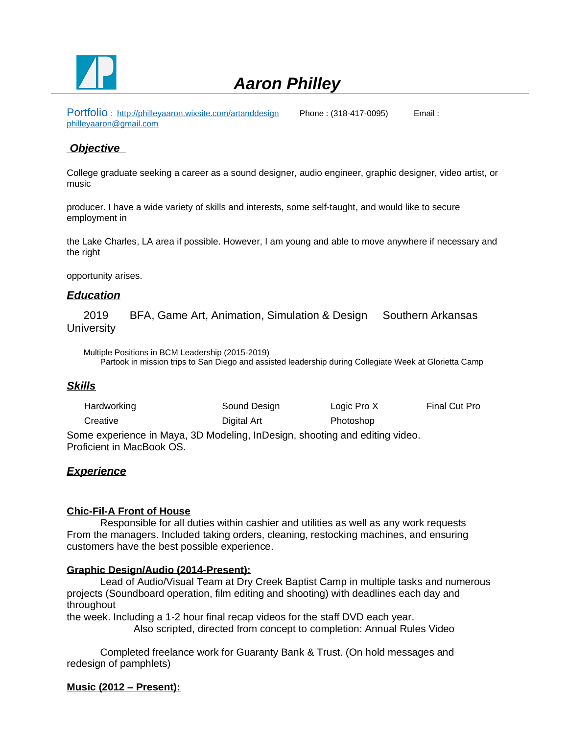# *Aaron Philley*

Portfolio : http://philleyaaron.wixsite.com/artanddesign Phone : (318-417-0095) Email : philleyaaron@gmail.com

## ***Objective***

College graduate seeking a career as a sound designer, audio engineer, graphic designer, video artist, or music producer. I have a wide variety of skills and interests, some self-taught, and would like to secure employment in the Lake Charles, LA area if possible. However, I am young and able to move anywhere if necessary and the right opportunity arises.

## ***Education***

2019 BFA, Game Art, Animation, Simulation & Design Southern Arkansas University

Multiple Positions in BCM Leadership (2015-2019)
Partook in mission trips to San Diego and assisted leadership during Collegiate Week at Glorietta Camp

## ***Skills***

| | | | |
|---|---|---|---|
| Hardworking | Sound Design | Logic Pro X | Final Cut Pro |
| Creative | Digital Art | Photoshop | |

Some experience in Maya, 3D Modeling, InDesign, shooting and editing video.
Proficient in MacBook OS.

## ***Experience***

**Chic-Fil-A Front of House**

Responsible for all duties within cashier and utilities as well as any work requests From the managers. Included taking orders, cleaning, restocking machines, and ensuring customers have the best possible experience.

**Graphic Design/Audio (2014-Present):**

Lead of Audio/Visual Team at Dry Creek Baptist Camp in multiple tasks and numerous projects (Soundboard operation, film editing and shooting) with deadlines each day and throughout the week. Including a 1-2 hour final recap videos for the staff DVD each year.

Also scripted, directed from concept to completion: Annual Rules Video

Completed freelance work for Guaranty Bank & Trust. (On hold messages and redesign of pamphlets)

**Music (2012 – Present):**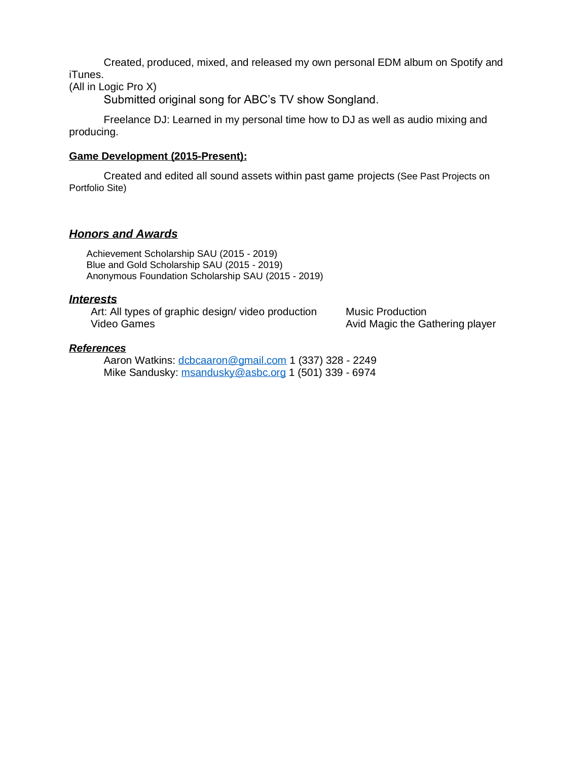Created, produced, mixed, and released my own personal EDM album on Spotify and iTunes.
(All in Logic Pro X)

Submitted original song for ABC's TV show Songland.

Freelance DJ: Learned in my personal time how to DJ as well as audio mixing and producing.

**Game Development (2015-Present):**

Created and edited all sound assets within past game projects (See Past Projects on Portfolio Site)

## ***Honors and Awards***

Achievement Scholarship SAU (2015 - 2019)
Blue and Gold Scholarship SAU (2015 - 2019)
Anonymous Foundation Scholarship SAU (2015 - 2019)

## ***Interests***

Art: All types of graphic design/ video production
Video Games
Music Production
Avid Magic the Gathering player

## ***References***

Aaron Watkins: dcbcaaron@gmail.com 1 (337) 328 - 2249
Mike Sandusky: msandusky@asbc.org 1 (501) 339 - 6974